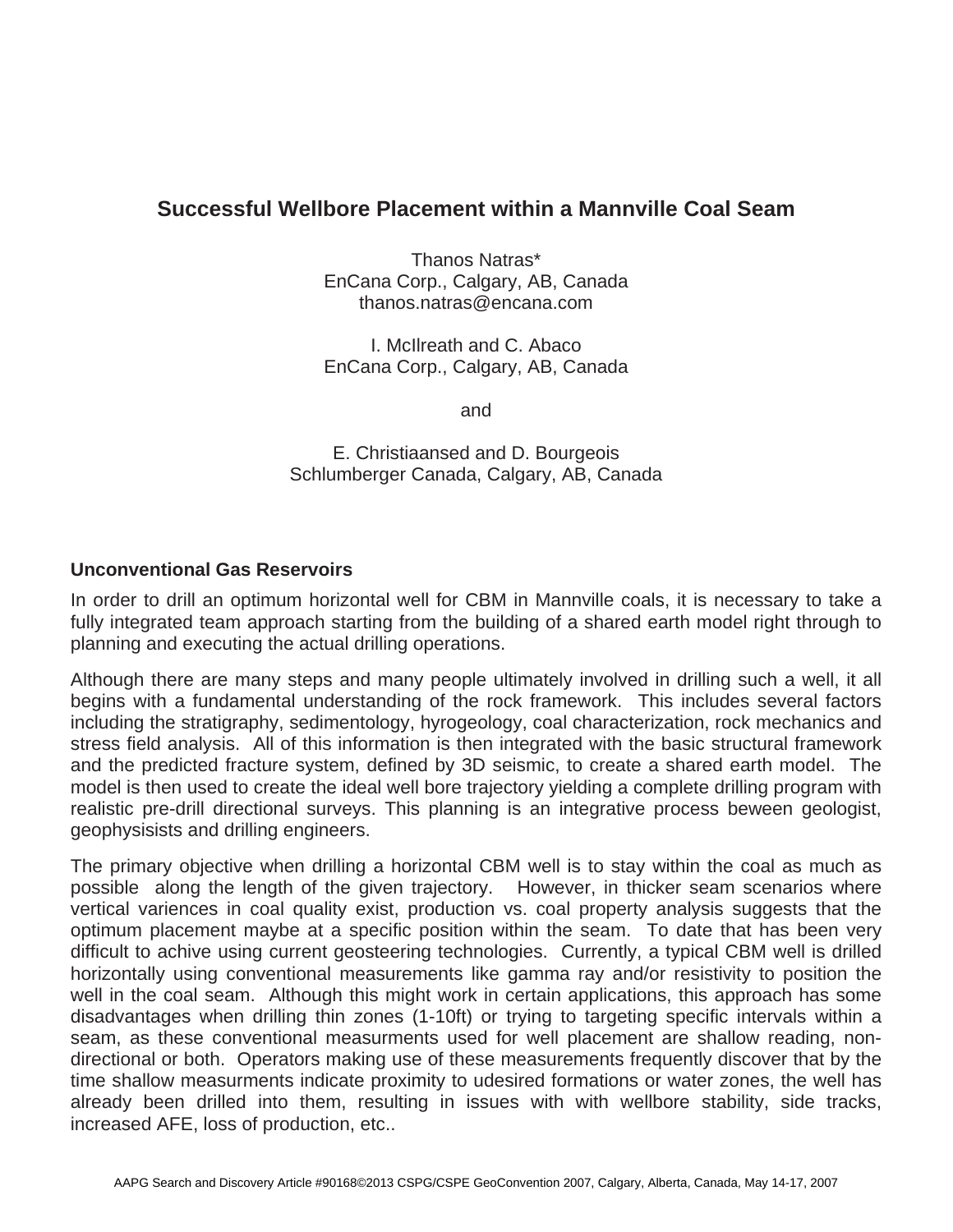# Successful Wellbore Placement within a Mannville Coal Seam

Thanos Natras*
EnCana Corp., Calgary, AB, Canada
thanos.natras@encana.com

I. McIlreath and C. Abaco
EnCana Corp., Calgary, AB, Canada

and

E. Christiaansed and D. Bourgeois
Schlumberger Canada, Calgary, AB, Canada

## Unconventional Gas Reservoirs

In order to drill an optimum horizontal well for CBM in Mannville coals, it is necessary to take a fully integrated team approach starting from the building of a shared earth model right through to planning and executing the actual drilling operations.

Although there are many steps and many people ultimately involved in drilling such a well, it all begins with a fundamental understanding of the rock framework. This includes several factors including the stratigraphy, sedimentology, hyrogeology, coal characterization, rock mechanics and stress field analysis. All of this information is then integrated with the basic structural framework and the predicted fracture system, defined by 3D seismic, to create a shared earth model. The model is then used to create the ideal well bore trajectory yielding a complete drilling program with realistic pre-drill directional surveys. This planning is an integrative process beween geologist, geophysisists and drilling engineers.

The primary objective when drilling a horizontal CBM well is to stay within the coal as much as possible along the length of the given trajectory. However, in thicker seam scenarios where vertical variences in coal quality exist, production vs. coal property analysis suggests that the optimum placement maybe at a specific position within the seam. To date that has been very difficult to achive using current geosteering technologies. Currently, a typical CBM well is drilled horizontally using conventional measurements like gamma ray and/or resistivity to position the well in the coal seam. Although this might work in certain applications, this approach has some disadvantages when drilling thin zones (1-10ft) or trying to targeting specific intervals within a seam, as these conventional measurments used for well placement are shallow reading, non-directional or both. Operators making use of these measurements frequently discover that by the time shallow measurments indicate proximity to udesired formations or water zones, the well has already been drilled into them, resulting in issues with with wellbore stability, side tracks, increased AFE, loss of production, etc..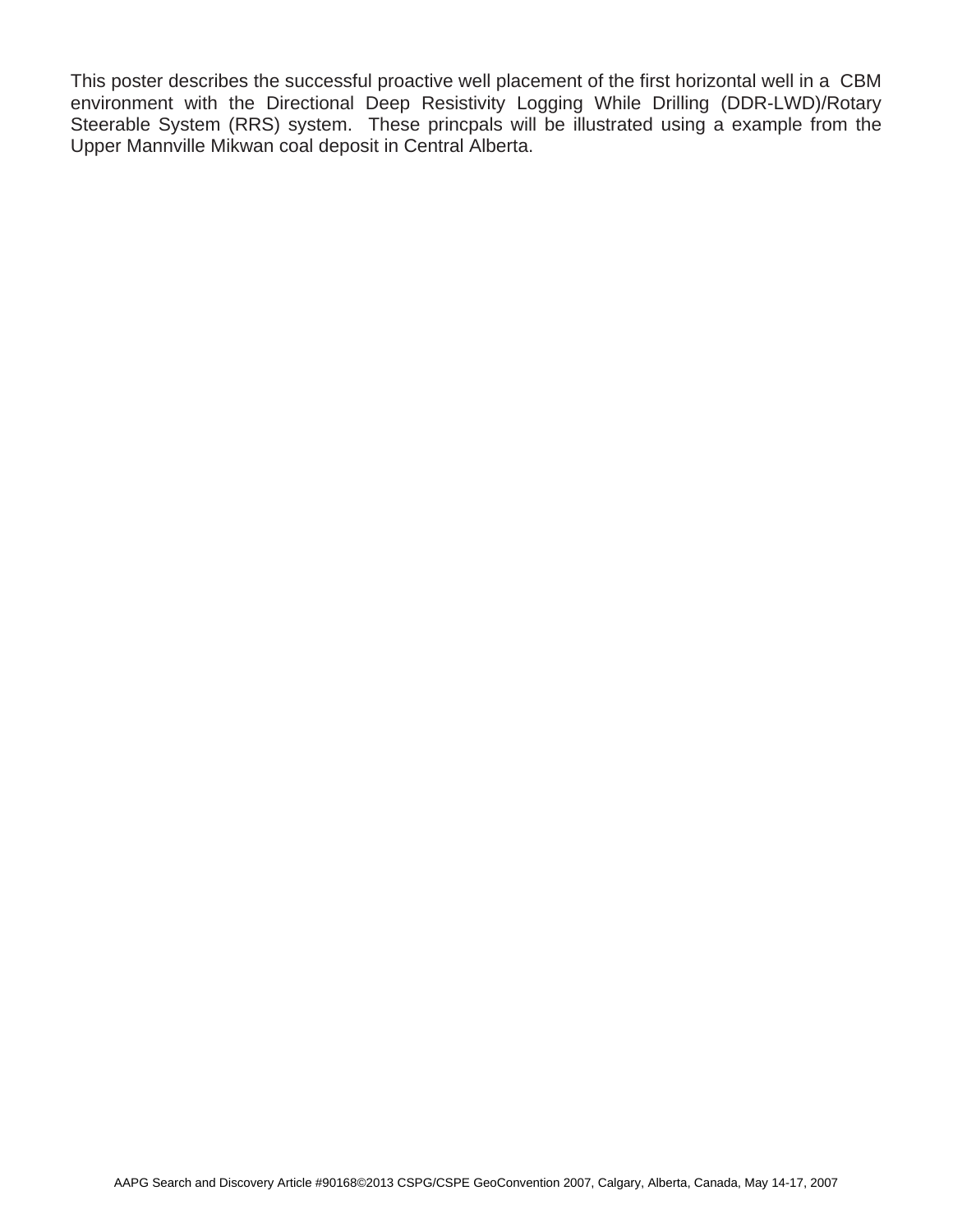This poster describes the successful proactive well placement of the first horizontal well in a CBM environment with the Directional Deep Resistivity Logging While Drilling (DDR-LWD)/Rotary Steerable System (RRS) system. These princpals will be illustrated using a example from the Upper Mannville Mikwan coal deposit in Central Alberta.